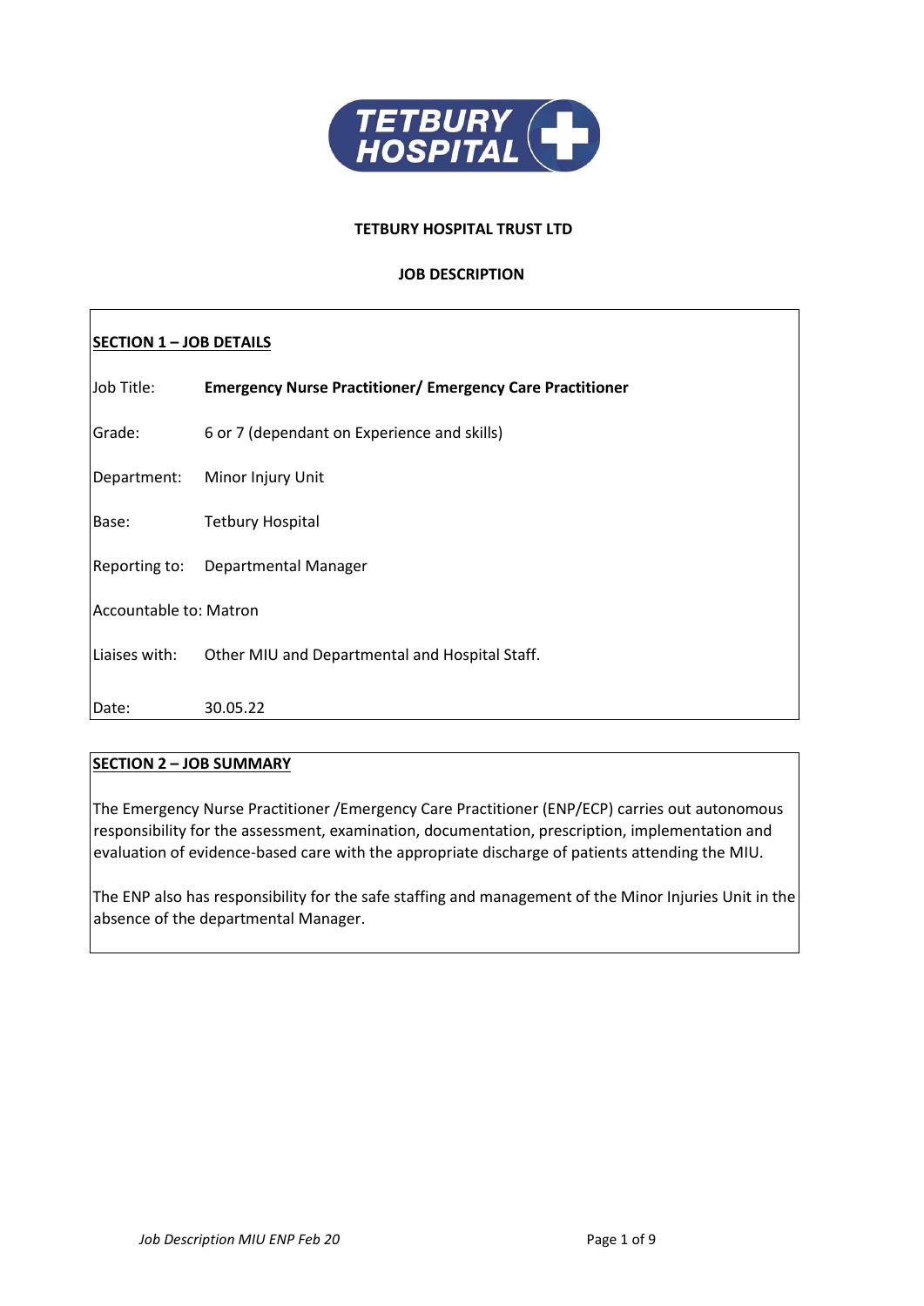**TETBURY HOSPITAL TRUST LTD**

**JOB DESCRIPTION**

## SECTION 1 – JOB DETAILS

Job Title: **Emergency Nurse Practitioner/ Emergency Care Practitioner**

Grade: 6 or 7 (dependant on Experience and skills)

Department: Minor Injury Unit

Base: Tetbury Hospital

Reporting to: Departmental Manager

Accountable to: Matron

Liaises with: Other MIU and Departmental and Hospital Staff.

Date: 30.05.22

## SECTION 2 – JOB SUMMARY

The Emergency Nurse Practitioner /Emergency Care Practitioner (ENP/ECP) carries out autonomous responsibility for the assessment, examination, documentation, prescription, implementation and evaluation of evidence-based care with the appropriate discharge of patients attending the MIU.

The ENP also has responsibility for the safe staffing and management of the Minor Injuries Unit in the absence of the departmental Manager.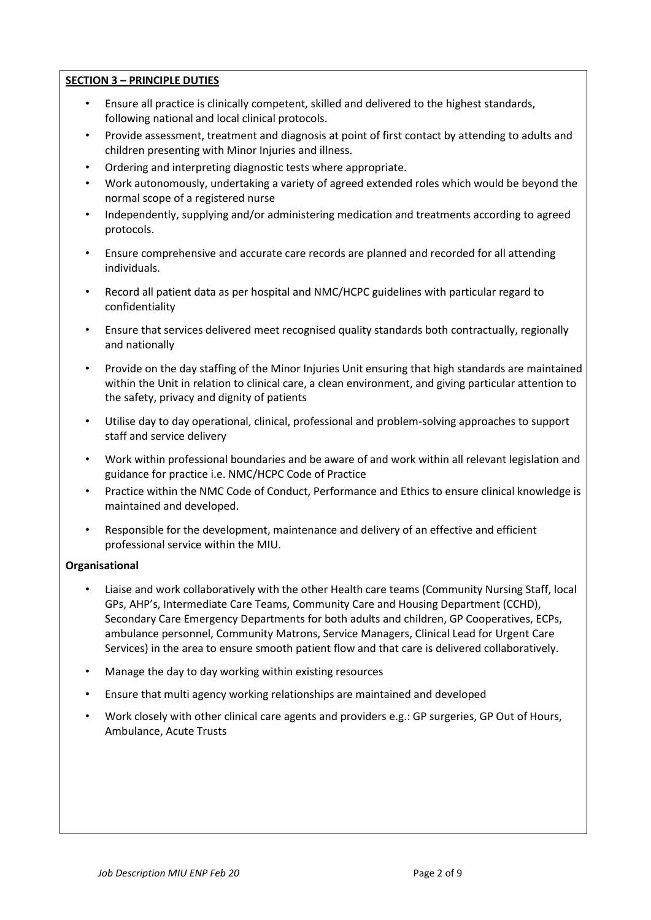**SECTION 3 – PRINCIPLE DUTIES**

- Ensure all practice is clinically competent, skilled and delivered to the highest standards, following national and local clinical protocols.
- Provide assessment, treatment and diagnosis at point of first contact by attending to adults and children presenting with Minor Injuries and illness.
- Ordering and interpreting diagnostic tests where appropriate.
- Work autonomously, undertaking a variety of agreed extended roles which would be beyond the normal scope of a registered nurse
- Independently, supplying and/or administering medication and treatments according to agreed protocols.
- Ensure comprehensive and accurate care records are planned and recorded for all attending individuals.
- Record all patient data as per hospital and NMC/HCPC guidelines with particular regard to confidentiality
- Ensure that services delivered meet recognised quality standards both contractually, regionally and nationally
- Provide on the day staffing of the Minor Injuries Unit ensuring that high standards are maintained within the Unit in relation to clinical care, a clean environment, and giving particular attention to the safety, privacy and dignity of patients
- Utilise day to day operational, clinical, professional and problem-solving approaches to support staff and service delivery
- Work within professional boundaries and be aware of and work within all relevant legislation and guidance for practice i.e. NMC/HCPC Code of Practice
- Practice within the NMC Code of Conduct, Performance and Ethics to ensure clinical knowledge is maintained and developed.
- Responsible for the development, maintenance and delivery of an effective and efficient professional service within the MIU.

**Organisational**

- Liaise and work collaboratively with the other Health care teams (Community Nursing Staff, local GPs, AHP's, Intermediate Care Teams, Community Care and Housing Department (CCHD), Secondary Care Emergency Departments for both adults and children, GP Cooperatives, ECPs, ambulance personnel, Community Matrons, Service Managers, Clinical Lead for Urgent Care Services) in the area to ensure smooth patient flow and that care is delivered collaboratively.
- Manage the day to day working within existing resources
- Ensure that multi agency working relationships are maintained and developed
- Work closely with other clinical care agents and providers e.g.: GP surgeries, GP Out of Hours, Ambulance, Acute Trusts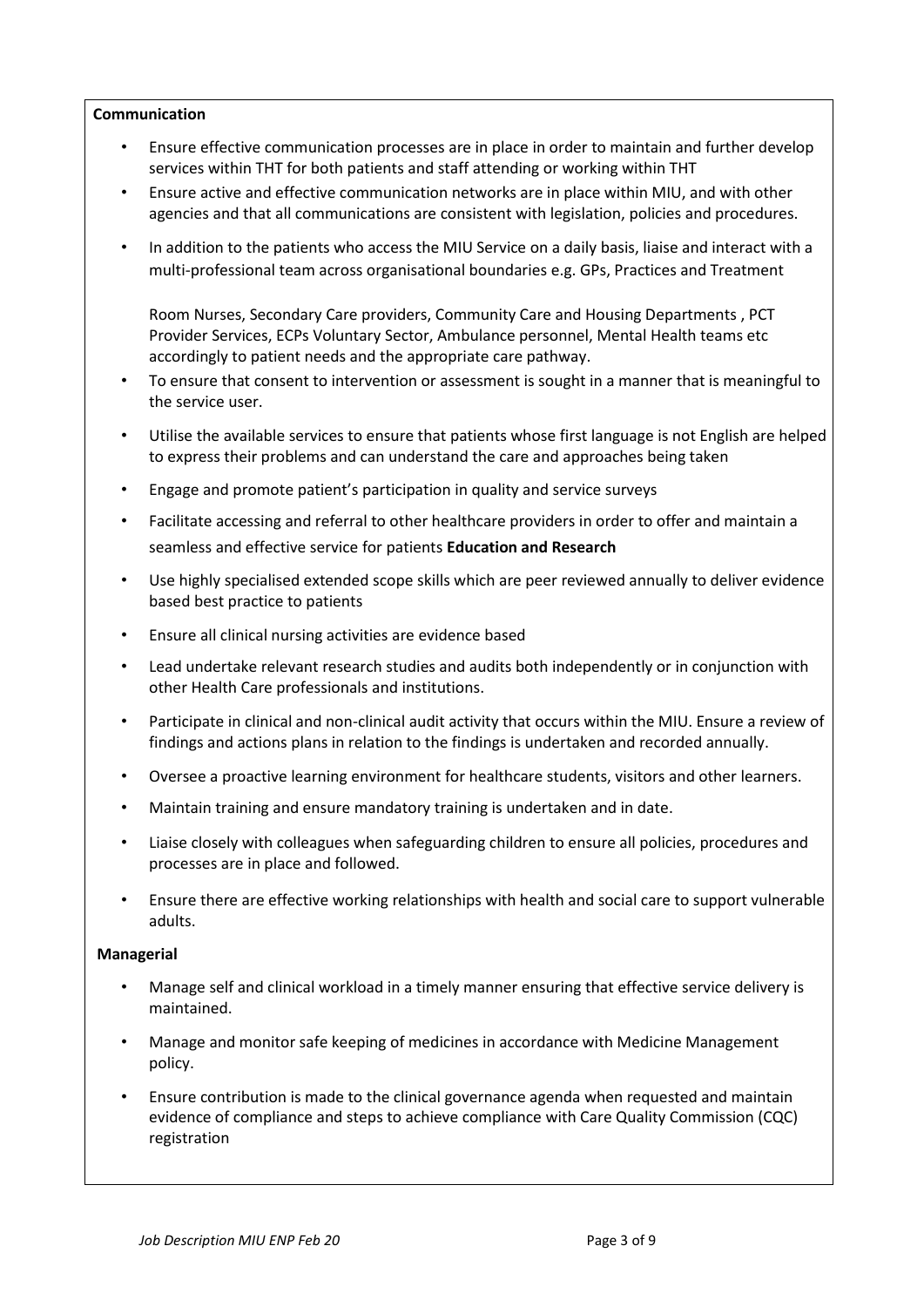**Communication**

- Ensure effective communication processes are in place in order to maintain and further develop services within THT for both patients and staff attending or working within THT
- Ensure active and effective communication networks are in place within MIU, and with other agencies and that all communications are consistent with legislation, policies and procedures.
- In addition to the patients who access the MIU Service on a daily basis, liaise and interact with a multi-professional team across organisational boundaries e.g. GPs, Practices and Treatment

  Room Nurses, Secondary Care providers, Community Care and Housing Departments , PCT Provider Services, ECPs Voluntary Sector, Ambulance personnel, Mental Health teams etc accordingly to patient needs and the appropriate care pathway.
- To ensure that consent to intervention or assessment is sought in a manner that is meaningful to the service user.
- Utilise the available services to ensure that patients whose first language is not English are helped to express their problems and can understand the care and approaches being taken
- Engage and promote patient's participation in quality and service surveys
- Facilitate accessing and referral to other healthcare providers in order to offer and maintain a seamless and effective service for patients **Education and Research**
- Use highly specialised extended scope skills which are peer reviewed annually to deliver evidence based best practice to patients
- Ensure all clinical nursing activities are evidence based
- Lead undertake relevant research studies and audits both independently or in conjunction with other Health Care professionals and institutions.
- Participate in clinical and non-clinical audit activity that occurs within the MIU. Ensure a review of findings and actions plans in relation to the findings is undertaken and recorded annually.
- Oversee a proactive learning environment for healthcare students, visitors and other learners.
- Maintain training and ensure mandatory training is undertaken and in date.
- Liaise closely with colleagues when safeguarding children to ensure all policies, procedures and processes are in place and followed.
- Ensure there are effective working relationships with health and social care to support vulnerable adults.

**Managerial**

- Manage self and clinical workload in a timely manner ensuring that effective service delivery is maintained.
- Manage and monitor safe keeping of medicines in accordance with Medicine Management policy.
- Ensure contribution is made to the clinical governance agenda when requested and maintain evidence of compliance and steps to achieve compliance with Care Quality Commission (CQC) registration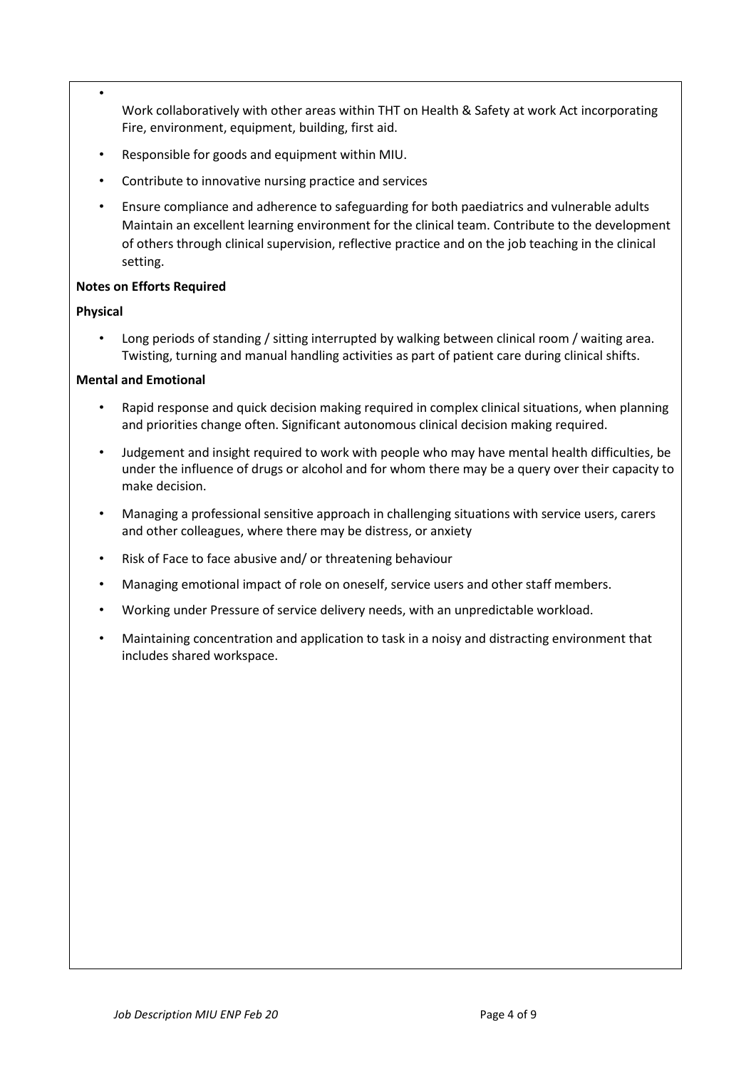- Work collaboratively with other areas within THT on Health & Safety at work Act incorporating Fire, environment, equipment, building, first aid.
- Responsible for goods and equipment within MIU.
- Contribute to innovative nursing practice and services
- Ensure compliance and adherence to safeguarding for both paediatrics and vulnerable adults Maintain an excellent learning environment for the clinical team. Contribute to the development of others through clinical supervision, reflective practice and on the job teaching in the clinical setting.

**Notes on Efforts Required**

**Physical**

- Long periods of standing / sitting interrupted by walking between clinical room / waiting area. Twisting, turning and manual handling activities as part of patient care during clinical shifts.

**Mental and Emotional**

- Rapid response and quick decision making required in complex clinical situations, when planning and priorities change often. Significant autonomous clinical decision making required.
- Judgement and insight required to work with people who may have mental health difficulties, be under the influence of drugs or alcohol and for whom there may be a query over their capacity to make decision.
- Managing a professional sensitive approach in challenging situations with service users, carers and other colleagues, where there may be distress, or anxiety
- Risk of Face to face abusive and/ or threatening behaviour
- Managing emotional impact of role on oneself, service users and other staff members.
- Working under Pressure of service delivery needs, with an unpredictable workload.
- Maintaining concentration and application to task in a noisy and distracting environment that includes shared workspace.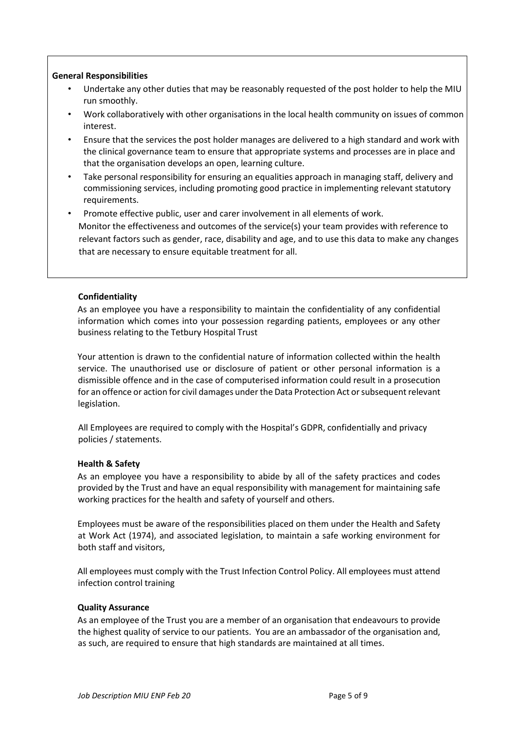**General Responsibilities**

- Undertake any other duties that may be reasonably requested of the post holder to help the MIU run smoothly.
- Work collaboratively with other organisations in the local health community on issues of common interest.
- Ensure that the services the post holder manages are delivered to a high standard and work with the clinical governance team to ensure that appropriate systems and processes are in place and that the organisation develops an open, learning culture.
- Take personal responsibility for ensuring an equalities approach in managing staff, delivery and commissioning services, including promoting good practice in implementing relevant statutory requirements.
- Promote effective public, user and carer involvement in all elements of work.

Monitor the effectiveness and outcomes of the service(s) your team provides with reference to relevant factors such as gender, race, disability and age, and to use this data to make any changes that are necessary to ensure equitable treatment for all.

**Confidentiality**

As an employee you have a responsibility to maintain the confidentiality of any confidential information which comes into your possession regarding patients, employees or any other business relating to the Tetbury Hospital Trust

Your attention is drawn to the confidential nature of information collected within the health service. The unauthorised use or disclosure of patient or other personal information is a dismissible offence and in the case of computerised information could result in a prosecution for an offence or action for civil damages under the Data Protection Act or subsequent relevant legislation.

All Employees are required to comply with the Hospital's GDPR, confidentially and privacy policies / statements.

**Health & Safety**

As an employee you have a responsibility to abide by all of the safety practices and codes provided by the Trust and have an equal responsibility with management for maintaining safe working practices for the health and safety of yourself and others.

Employees must be aware of the responsibilities placed on them under the Health and Safety at Work Act (1974), and associated legislation, to maintain a safe working environment for both staff and visitors,

All employees must comply with the Trust Infection Control Policy. All employees must attend infection control training

**Quality Assurance**

As an employee of the Trust you are a member of an organisation that endeavours to provide the highest quality of service to our patients. You are an ambassador of the organisation and, as such, are required to ensure that high standards are maintained at all times.

*Job Description MIU ENP Feb 20*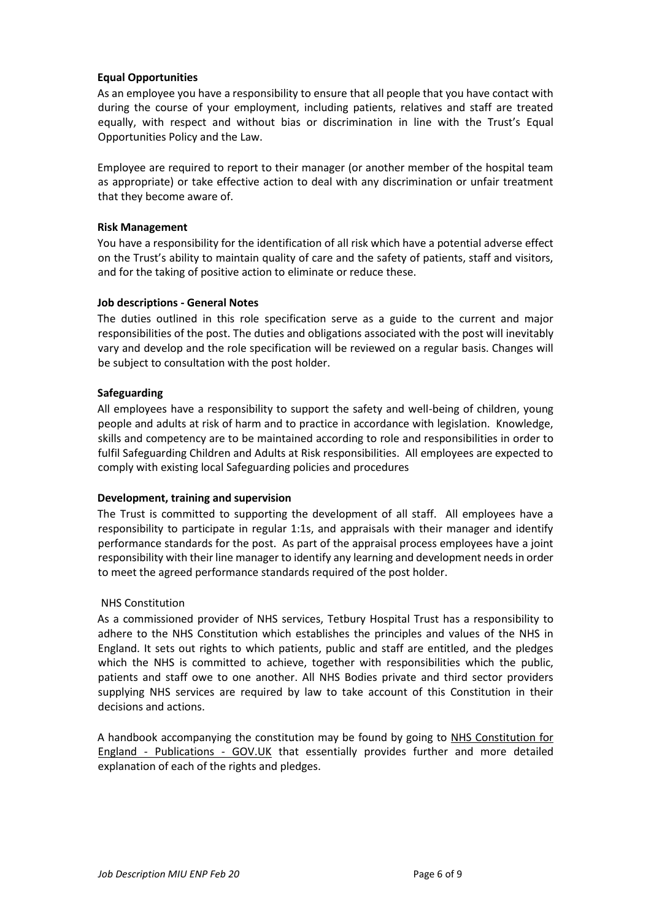**Equal Opportunities**

As an employee you have a responsibility to ensure that all people that you have contact with during the course of your employment, including patients, relatives and staff are treated equally, with respect and without bias or discrimination in line with the Trust's Equal Opportunities Policy and the Law.

Employee are required to report to their manager (or another member of the hospital team as appropriate) or take effective action to deal with any discrimination or unfair treatment that they become aware of.

**Risk Management**

You have a responsibility for the identification of all risk which have a potential adverse effect on the Trust's ability to maintain quality of care and the safety of patients, staff and visitors, and for the taking of positive action to eliminate or reduce these.

**Job descriptions - General Notes**

The duties outlined in this role specification serve as a guide to the current and major responsibilities of the post. The duties and obligations associated with the post will inevitably vary and develop and the role specification will be reviewed on a regular basis. Changes will be subject to consultation with the post holder.

**Safeguarding**

All employees have a responsibility to support the safety and well-being of children, young people and adults at risk of harm and to practice in accordance with legislation. Knowledge, skills and competency are to be maintained according to role and responsibilities in order to fulfil Safeguarding Children and Adults at Risk responsibilities. All employees are expected to comply with existing local Safeguarding policies and procedures

**Development, training and supervision**

The Trust is committed to supporting the development of all staff. All employees have a responsibility to participate in regular 1:1s, and appraisals with their manager and identify performance standards for the post. As part of the appraisal process employees have a joint responsibility with their line manager to identify any learning and development needs in order to meet the agreed performance standards required of the post holder.

NHS Constitution

As a commissioned provider of NHS services, Tetbury Hospital Trust has a responsibility to adhere to the NHS Constitution which establishes the principles and values of the NHS in England. It sets out rights to which patients, public and staff are entitled, and the pledges which the NHS is committed to achieve, together with responsibilities which the public, patients and staff owe to one another. All NHS Bodies private and third sector providers supplying NHS services are required by law to take account of this Constitution in their decisions and actions.

A handbook accompanying the constitution may be found by going to NHS Constitution for England - Publications - GOV.UK that essentially provides further and more detailed explanation of each of the rights and pledges.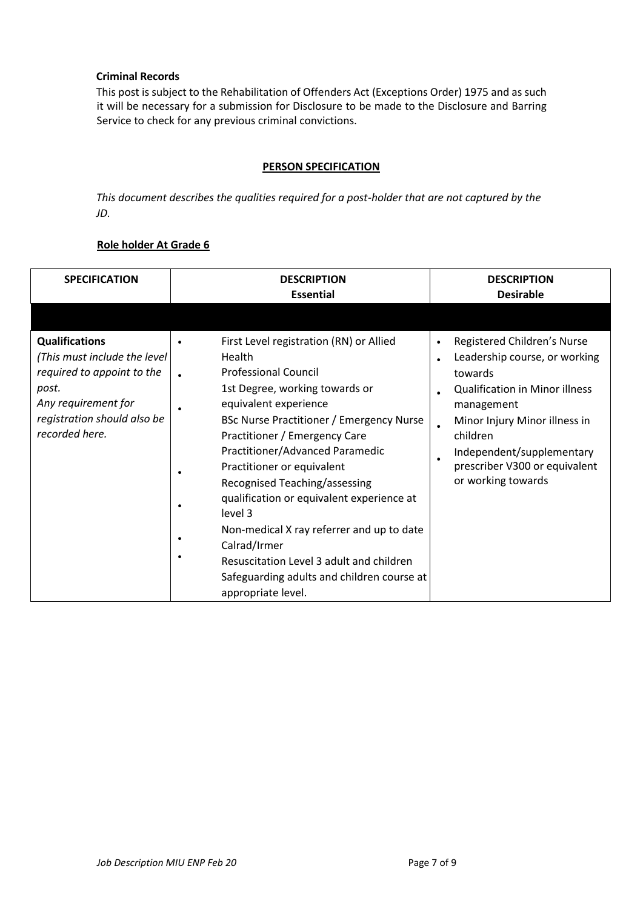**Criminal Records**

This post is subject to the Rehabilitation of Offenders Act (Exceptions Order) 1975 and as such it will be necessary for a submission for Disclosure to be made to the Disclosure and Barring Service to check for any previous criminal convictions.

## PERSON SPECIFICATION

*This document describes the qualities required for a post-holder that are not captured by the JD.*

**Role holder At Grade 6**

| SPECIFICATION | DESCRIPTION Essential | DESCRIPTION Desirable |
|---|---|---|
| | | |
| **Qualifications** *(This must include the level required to appoint to the post. Any requirement for registration should also be recorded here.* | • First Level registration (RN) or Allied Health Professional Council<br>• 1st Degree, working towards or equivalent experience<br>• BSc Nurse Practitioner / Emergency Nurse Practitioner / Emergency Care Practitioner/Advanced Paramedic Practitioner or equivalent<br>• Recognised Teaching/assessing qualification or equivalent experience at level 3<br>• Non-medical X ray referrer and up to date Calrad/Irmer<br>• Resuscitation Level 3 adult and children<br>• Safeguarding adults and children course at appropriate level. | • Registered Children's Nurse<br>• Leadership course, or working towards<br>• Qualification in Minor illness management<br>• Minor Injury Minor illness in children<br>• Independent/supplementary prescriber V300 or equivalent or working towards |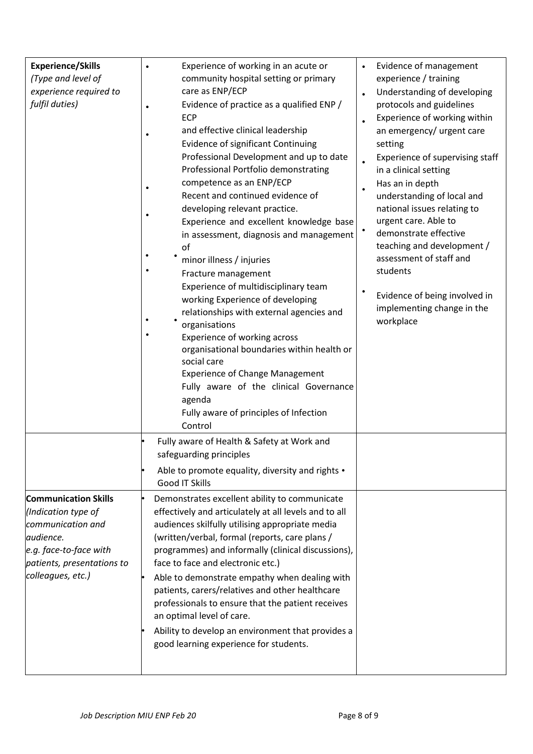| | | |
|---|---|---|
| **Experience/Skills** *(Type and level of experience required to fulfil duties)* | • Experience of working in an acute or community hospital setting or primary care as ENP/ECP<br>• Evidence of practice as a qualified ENP / ECP and effective clinical leadership<br>• Evidence of significant Continuing Professional Development and up to date Professional Portfolio demonstrating competence as an ENP/ECP<br>• Recent and continued evidence of developing relevant practice.<br>• Experience and excellent knowledge base in assessment, diagnosis and management of<br>• minor illness / injuries<br>• Fracture management<br>• Experience of multidisciplinary team working Experience of developing relationships with external agencies and organisations<br>• Experience of working across organisational boundaries within health or social care<br>• Experience of Change Management<br>• Fully aware of the clinical Governance agenda<br>• Fully aware of principles of Infection Control | • Evidence of management experience / training<br>• Understanding of developing protocols and guidelines<br>• Experience of working within an emergency/ urgent care setting<br>• Experience of supervising staff in a clinical setting<br>• Has an in depth understanding of local and national issues relating to urgent care. Able to demonstrate effective teaching and development / assessment of staff and students<br>• Evidence of being involved in implementing change in the workplace |
| | • Fully aware of Health & Safety at Work and safeguarding principles<br>• Able to promote equality, diversity and rights • Good IT Skills | |
| **Communication Skills** *(Indication type of communication and audience. e.g. face-to-face with patients, presentations to colleagues, etc.)* | • Demonstrates excellent ability to communicate effectively and articulately at all levels and to all audiences skilfully utilising appropriate media (written/verbal, formal (reports, care plans / programmes) and informally (clinical discussions), face to face and electronic etc.)<br>• Able to demonstrate empathy when dealing with patients, carers/relatives and other healthcare professionals to ensure that the patient receives an optimal level of care.<br>• Ability to develop an environment that provides a good learning experience for students. | |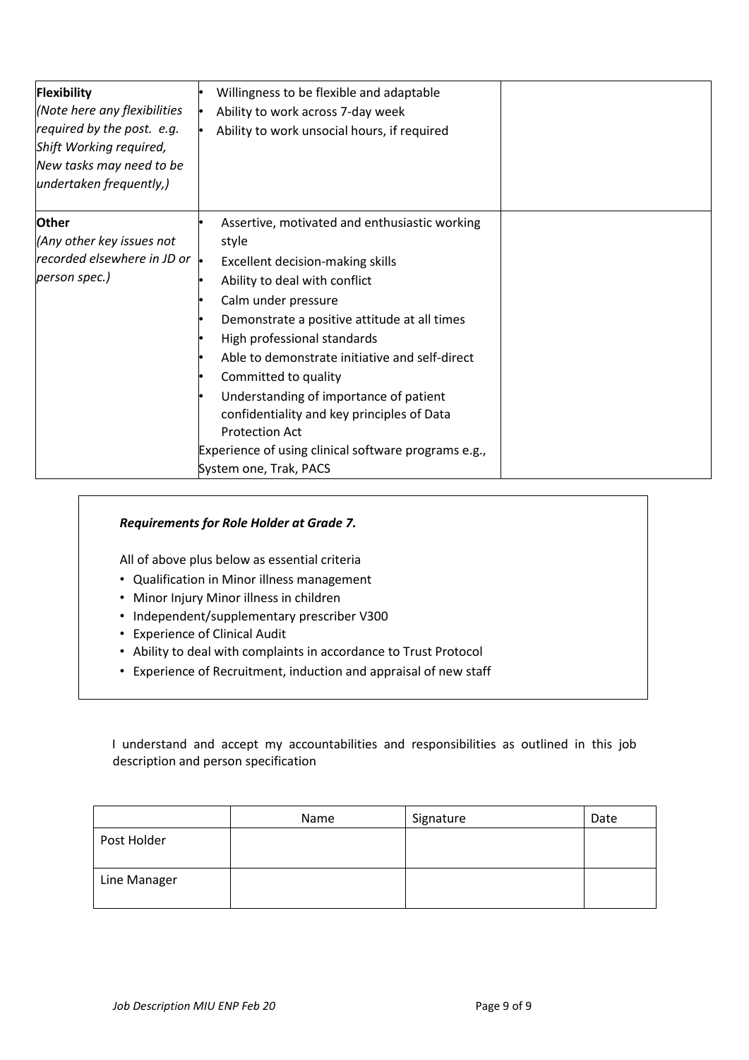| | | |
|---|---|---|
| **Flexibility** *(Note here any flexibilities required by the post. e.g. Shift Working required, New tasks may need to be undertaken frequently,)* | • Willingness to be flexible and adaptable<br>• Ability to work across 7-day week<br>• Ability to work unsocial hours, if required | |
| **Other** *(Any other key issues not recorded elsewhere in JD or person spec.)* | • Assertive, motivated and enthusiastic working style<br>• Excellent decision-making skills<br>• Ability to deal with conflict<br>• Calm under pressure<br>• Demonstrate a positive attitude at all times<br>• High professional standards<br>• Able to demonstrate initiative and self-direct<br>• Committed to quality<br>• Understanding of importance of patient confidentiality and key principles of Data Protection Act<br>Experience of using clinical software programs e.g., System one, Trak, PACS | |

***Requirements for Role Holder at Grade 7.***

All of above plus below as essential criteria

- Qualification in Minor illness management
- Minor Injury Minor illness in children
- Independent/supplementary prescriber V300
- Experience of Clinical Audit
- Ability to deal with complaints in accordance to Trust Protocol
- Experience of Recruitment, induction and appraisal of new staff

I understand and accept my accountabilities and responsibilities as outlined in this job description and person specification

| | Name | Signature | Date |
|---|---|---|---|
| Post Holder | | | |
| Line Manager | | | |

*Job Description MIU ENP Feb 20*